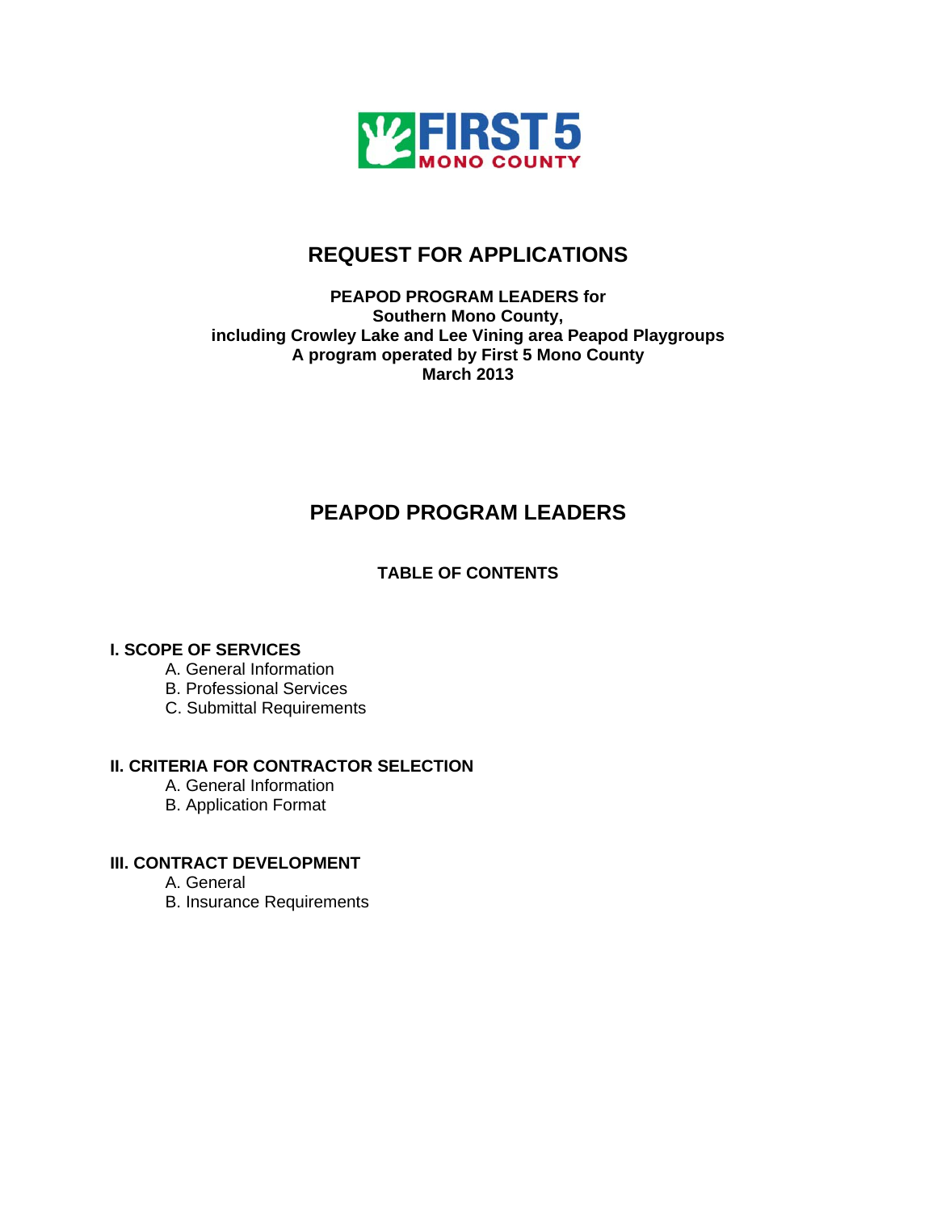FIRST 5 MONO COUNTY

# REQUEST FOR APPLICATIONS

**PEAPOD PROGRAM LEADERS for**
**Southern Mono County,**
**including Crowley Lake and Lee Vining area Peapod Playgroups**
**A program operated by First 5 Mono County**
**March 2013**

# PEAPOD PROGRAM LEADERS

## TABLE OF CONTENTS

**I. SCOPE OF SERVICES**

- A. General Information
- B. Professional Services
- C. Submittal Requirements

**II. CRITERIA FOR CONTRACTOR SELECTION**

- A. General Information
- B. Application Format

**III. CONTRACT DEVELOPMENT**

- A. General
- B. Insurance Requirements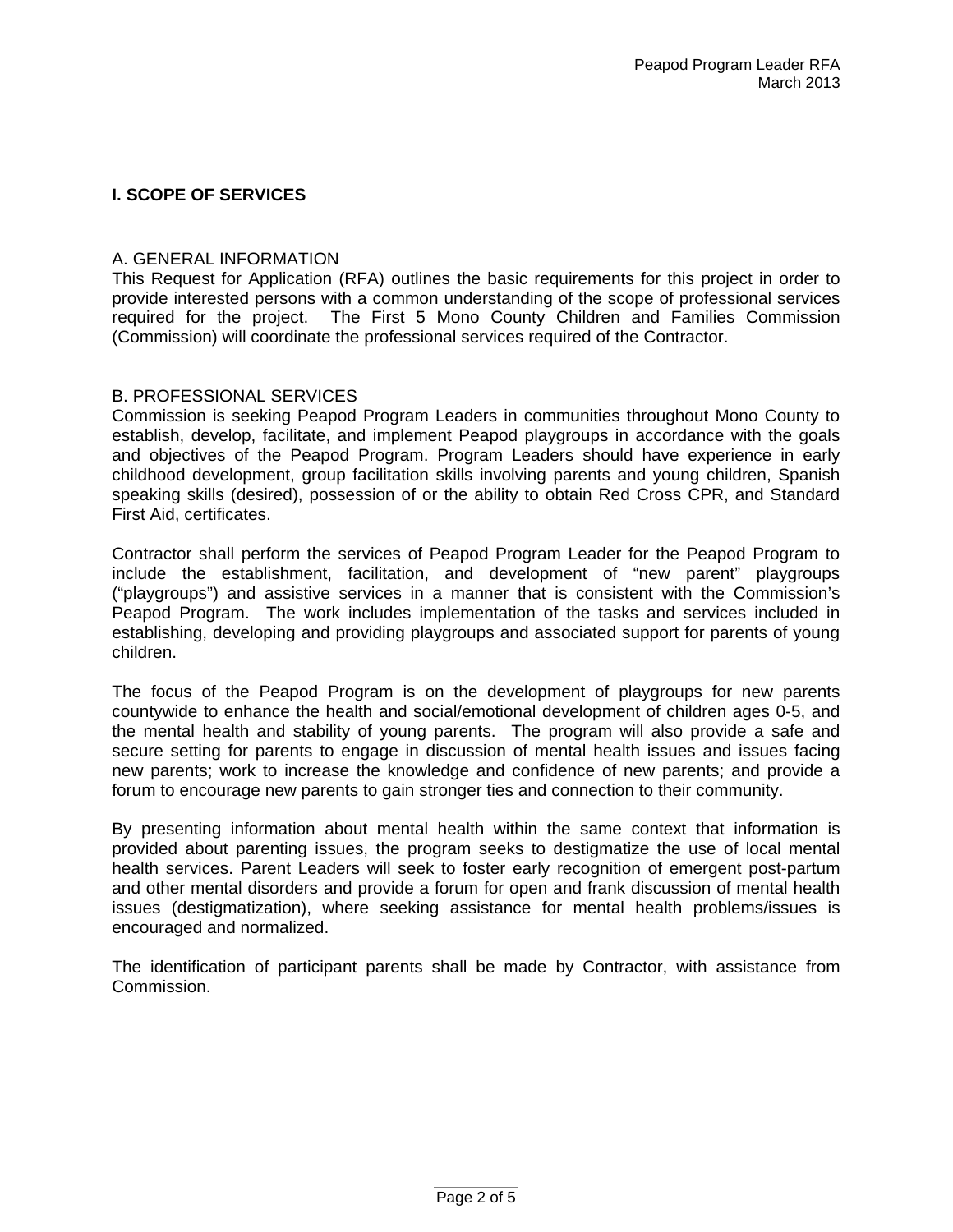# I. SCOPE OF SERVICES

## A. GENERAL INFORMATION

This Request for Application (RFA) outlines the basic requirements for this project in order to provide interested persons with a common understanding of the scope of professional services required for the project. The First 5 Mono County Children and Families Commission (Commission) will coordinate the professional services required of the Contractor.

## B. PROFESSIONAL SERVICES

Commission is seeking Peapod Program Leaders in communities throughout Mono County to establish, develop, facilitate, and implement Peapod playgroups in accordance with the goals and objectives of the Peapod Program. Program Leaders should have experience in early childhood development, group facilitation skills involving parents and young children, Spanish speaking skills (desired), possession of or the ability to obtain Red Cross CPR, and Standard First Aid, certificates.

Contractor shall perform the services of Peapod Program Leader for the Peapod Program to include the establishment, facilitation, and development of "new parent" playgroups ("playgroups") and assistive services in a manner that is consistent with the Commission's Peapod Program. The work includes implementation of the tasks and services included in establishing, developing and providing playgroups and associated support for parents of young children.

The focus of the Peapod Program is on the development of playgroups for new parents countywide to enhance the health and social/emotional development of children ages 0-5, and the mental health and stability of young parents. The program will also provide a safe and secure setting for parents to engage in discussion of mental health issues and issues facing new parents; work to increase the knowledge and confidence of new parents; and provide a forum to encourage new parents to gain stronger ties and connection to their community.

By presenting information about mental health within the same context that information is provided about parenting issues, the program seeks to destigmatize the use of local mental health services. Parent Leaders will seek to foster early recognition of emergent post-partum and other mental disorders and provide a forum for open and frank discussion of mental health issues (destigmatization), where seeking assistance for mental health problems/issues is encouraged and normalized.

The identification of participant parents shall be made by Contractor, with assistance from Commission.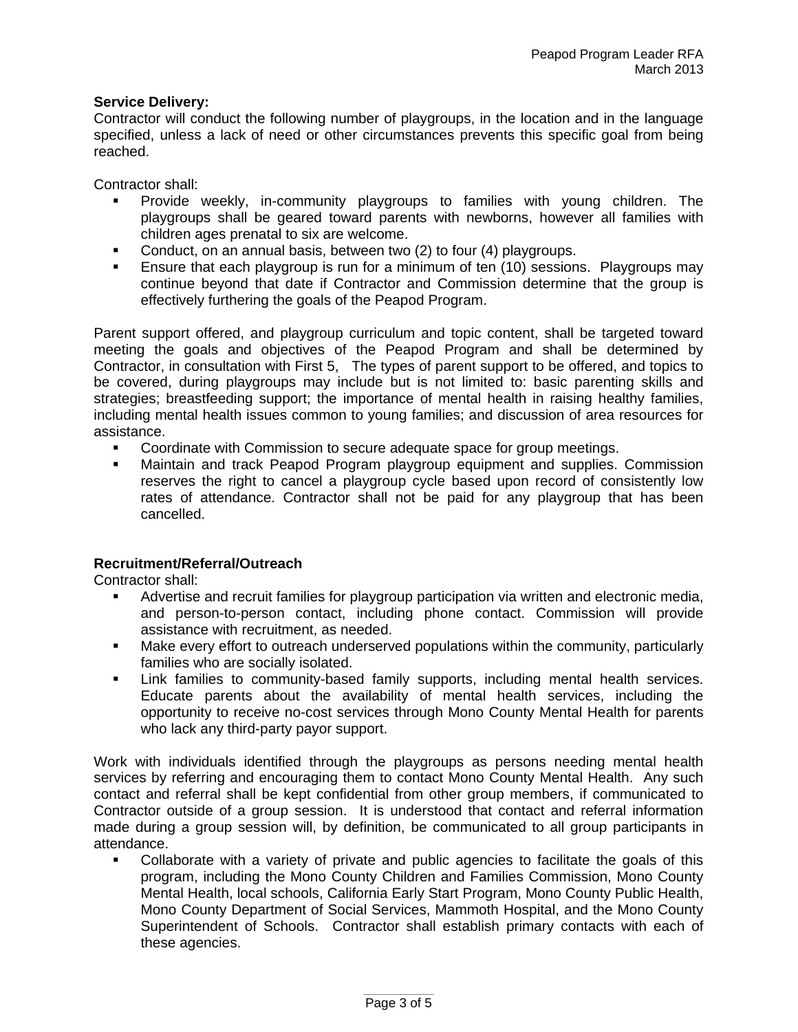**Service Delivery:**
Contractor will conduct the following number of playgroups, in the location and in the language specified, unless a lack of need or other circumstances prevents this specific goal from being reached.

Contractor shall:

- Provide weekly, in-community playgroups to families with young children. The playgroups shall be geared toward parents with newborns, however all families with children ages prenatal to six are welcome.
- Conduct, on an annual basis, between two (2) to four (4) playgroups.
- Ensure that each playgroup is run for a minimum of ten (10) sessions. Playgroups may continue beyond that date if Contractor and Commission determine that the group is effectively furthering the goals of the Peapod Program.

Parent support offered, and playgroup curriculum and topic content, shall be targeted toward meeting the goals and objectives of the Peapod Program and shall be determined by Contractor, in consultation with First 5, The types of parent support to be offered, and topics to be covered, during playgroups may include but is not limited to: basic parenting skills and strategies; breastfeeding support; the importance of mental health in raising healthy families, including mental health issues common to young families; and discussion of area resources for assistance.

- Coordinate with Commission to secure adequate space for group meetings.
- Maintain and track Peapod Program playgroup equipment and supplies. Commission reserves the right to cancel a playgroup cycle based upon record of consistently low rates of attendance. Contractor shall not be paid for any playgroup that has been cancelled.

**Recruitment/Referral/Outreach**
Contractor shall:

- Advertise and recruit families for playgroup participation via written and electronic media, and person-to-person contact, including phone contact. Commission will provide assistance with recruitment, as needed.
- Make every effort to outreach underserved populations within the community, particularly families who are socially isolated.
- Link families to community-based family supports, including mental health services. Educate parents about the availability of mental health services, including the opportunity to receive no-cost services through Mono County Mental Health for parents who lack any third-party payor support.

Work with individuals identified through the playgroups as persons needing mental health services by referring and encouraging them to contact Mono County Mental Health. Any such contact and referral shall be kept confidential from other group members, if communicated to Contractor outside of a group session. It is understood that contact and referral information made during a group session will, by definition, be communicated to all group participants in attendance.

- Collaborate with a variety of private and public agencies to facilitate the goals of this program, including the Mono County Children and Families Commission, Mono County Mental Health, local schools, California Early Start Program, Mono County Public Health, Mono County Department of Social Services, Mammoth Hospital, and the Mono County Superintendent of Schools. Contractor shall establish primary contacts with each of these agencies.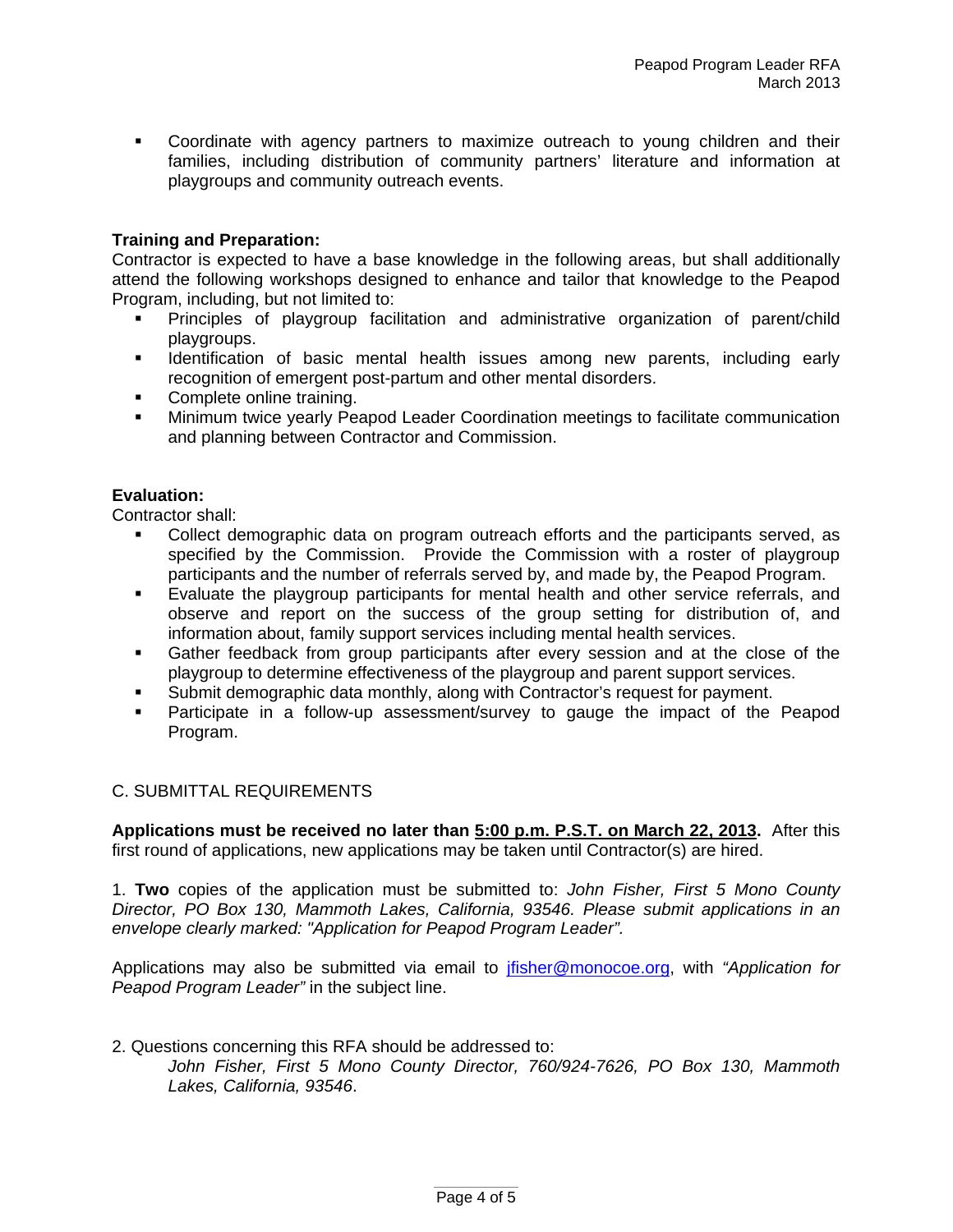- Coordinate with agency partners to maximize outreach to young children and their families, including distribution of community partners' literature and information at playgroups and community outreach events.

**Training and Preparation:**

Contractor is expected to have a base knowledge in the following areas, but shall additionally attend the following workshops designed to enhance and tailor that knowledge to the Peapod Program, including, but not limited to:

- Principles of playgroup facilitation and administrative organization of parent/child playgroups.
- Identification of basic mental health issues among new parents, including early recognition of emergent post-partum and other mental disorders.
- Complete online training.
- Minimum twice yearly Peapod Leader Coordination meetings to facilitate communication and planning between Contractor and Commission.

**Evaluation:**

Contractor shall:

- Collect demographic data on program outreach efforts and the participants served, as specified by the Commission. Provide the Commission with a roster of playgroup participants and the number of referrals served by, and made by, the Peapod Program.
- Evaluate the playgroup participants for mental health and other service referrals, and observe and report on the success of the group setting for distribution of, and information about, family support services including mental health services.
- Gather feedback from group participants after every session and at the close of the playgroup to determine effectiveness of the playgroup and parent support services.
- Submit demographic data monthly, along with Contractor's request for payment.
- Participate in a follow-up assessment/survey to gauge the impact of the Peapod Program.

## C. SUBMITTAL REQUIREMENTS

**Applications must be received no later than <u>5:00 p.m. P.S.T. on March 22, 2013</u>.** After this first round of applications, new applications may be taken until Contractor(s) are hired.

1. **Two** copies of the application must be submitted to: *John Fisher, First 5 Mono County Director, PO Box 130, Mammoth Lakes, California, 93546. Please submit applications in an envelope clearly marked: "Application for Peapod Program Leader".*

Applications may also be submitted via email to jfisher@monocoe.org, with *"Application for Peapod Program Leader"* in the subject line.

2. Questions concerning this RFA should be addressed to:

   *John Fisher, First 5 Mono County Director, 760/924-7626, PO Box 130, Mammoth Lakes, California, 93546*.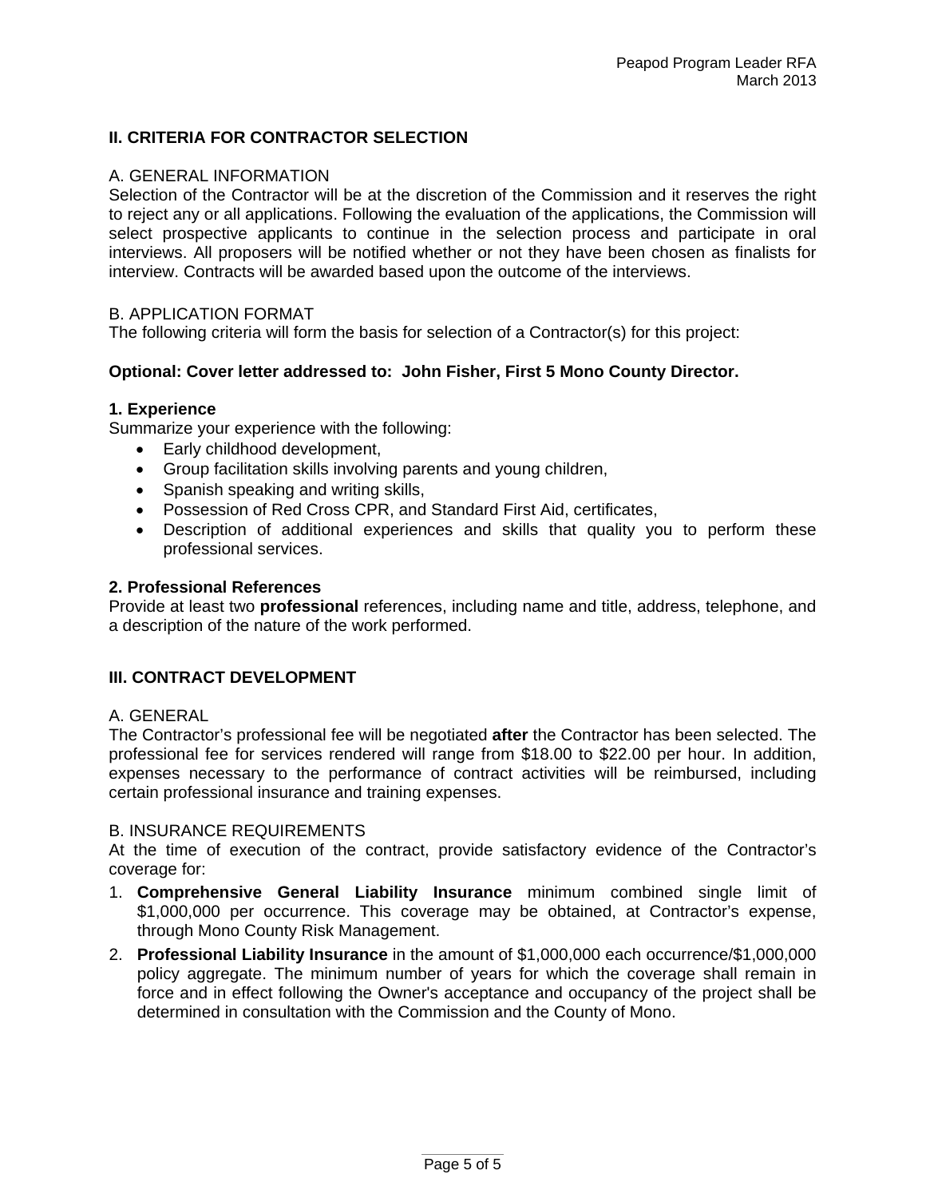## II. CRITERIA FOR CONTRACTOR SELECTION

A. GENERAL INFORMATION

Selection of the Contractor will be at the discretion of the Commission and it reserves the right to reject any or all applications. Following the evaluation of the applications, the Commission will select prospective applicants to continue in the selection process and participate in oral interviews. All proposers will be notified whether or not they have been chosen as finalists for interview. Contracts will be awarded based upon the outcome of the interviews.

B. APPLICATION FORMAT

The following criteria will form the basis for selection of a Contractor(s) for this project:

**Optional: Cover letter addressed to: John Fisher, First 5 Mono County Director.**

**1. Experience**

Summarize your experience with the following:

- Early childhood development,
- Group facilitation skills involving parents and young children,
- Spanish speaking and writing skills,
- Possession of Red Cross CPR, and Standard First Aid, certificates,
- Description of additional experiences and skills that quality you to perform these professional services.

**2. Professional References**

Provide at least two **professional** references, including name and title, address, telephone, and a description of the nature of the work performed.

## III. CONTRACT DEVELOPMENT

A. GENERAL

The Contractor's professional fee will be negotiated **after** the Contractor has been selected. The professional fee for services rendered will range from $18.00 to $22.00 per hour. In addition, expenses necessary to the performance of contract activities will be reimbursed, including certain professional insurance and training expenses.

B. INSURANCE REQUIREMENTS

At the time of execution of the contract, provide satisfactory evidence of the Contractor's coverage for:

1. **Comprehensive General Liability Insurance** minimum combined single limit of $1,000,000 per occurrence. This coverage may be obtained, at Contractor's expense, through Mono County Risk Management.
2. **Professional Liability Insurance** in the amount of $1,000,000 each occurrence/$1,000,000 policy aggregate. The minimum number of years for which the coverage shall remain in force and in effect following the Owner's acceptance and occupancy of the project shall be determined in consultation with the Commission and the County of Mono.